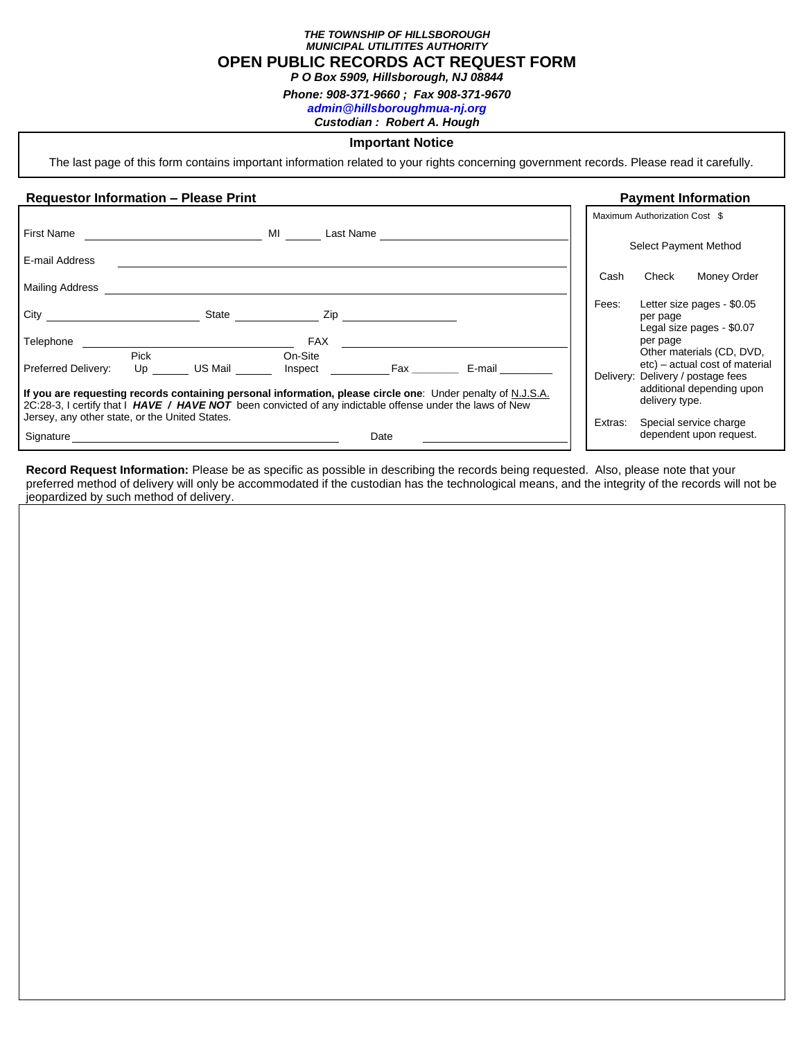***THE TOWNSHIP OF HILLSBOROUGH***
***MUNICIPAL UTILITITES AUTHORITY***

# OPEN PUBLIC RECORDS ACT REQUEST FORM

***P O Box 5909, Hillsborough, NJ 08844***

***Phone: 908-371-9660 ; Fax 908-371-9670***

***admin@hillsboroughmua-nj.org***

***Custodian : Robert A. Hough***

**Important Notice**

The last page of this form contains important information related to your rights concerning government records. Please read it carefully.

## Requestor Information – Please Print

First Name ____________________ MI ______ Last Name ____________________

E-mail Address ____________________

Mailing Address ____________________

City ____________________ State ______________ Zip ____________________

Telephone ____________________ FAX ____________________

Preferred Delivery: Pick Up ______ US Mail ______ On-Site Inspect __________ Fax ________ E-mail _________

**If you are requesting records containing personal information, please circle one**: Under penalty of N.J.S.A. 2C:28-3, I certify that I ***HAVE / HAVE NOT*** been convicted of any indictable offense under the laws of New Jersey, any other state, or the United States.

Signature ____________________ Date ____________________

## Payment Information

Maximum Authorization Cost $

Select Payment Method

Cash Check Money Order

Fees: Letter size pages - $0.05 per page
Legal size pages - $0.07 per page
Other materials (CD, DVD, etc) – actual cost of material

Delivery: Delivery / postage fees additional depending upon delivery type.

Extras: Special service charge dependent upon request.

**Record Request Information:** Please be as specific as possible in describing the records being requested. Also, please note that your preferred method of delivery will only be accommodated if the custodian has the technological means, and the integrity of the records will not be jeopardized by such method of delivery.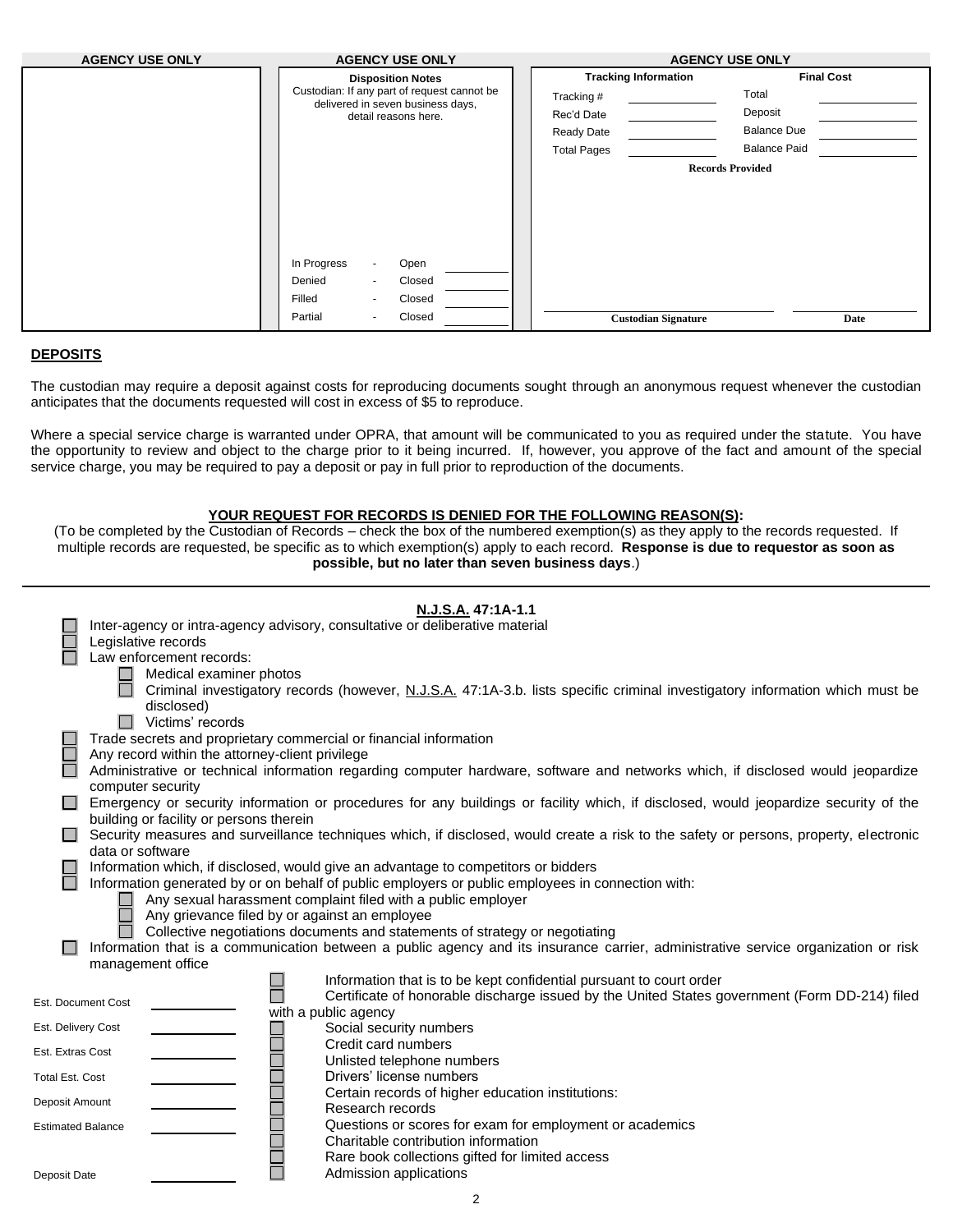| AGENCY USE ONLY | AGENCY USE ONLY | AGENCY USE ONLY | |
|---|---|---|---|
| | **Disposition Notes**<br>Custodian: If any part of request cannot be delivered in seven business days, detail reasons here. | **Tracking Information**<br>Tracking # \_\_\_\_\_\_<br>Rec'd Date \_\_\_\_\_\_<br>Ready Date \_\_\_\_\_\_<br>Total Pages \_\_\_\_\_\_ | **Final Cost**<br>Total \_\_\_\_\_\_<br>Deposit \_\_\_\_\_\_<br>Balance Due \_\_\_\_\_\_<br>Balance Paid \_\_\_\_\_\_ |
| | | **Records Provided** | |
| | In Progress - Open \_\_\_\_\_\_<br>Denied - Closed \_\_\_\_\_\_<br>Filled - Closed \_\_\_\_\_\_<br>Partial - Closed \_\_\_\_\_\_ | **Custodian Signature** | **Date** |

## DEPOSITS

The custodian may require a deposit against costs for reproducing documents sought through an anonymous request whenever the custodian anticipates that the documents requested will cost in excess of $5 to reproduce.

Where a special service charge is warranted under OPRA, that amount will be communicated to you as required under the statute. You have the opportunity to review and object to the charge prior to it being incurred. If, however, you approve of the fact and amount of the special service charge, you may be required to pay a deposit or pay in full prior to reproduction of the documents.

**YOUR REQUEST FOR RECORDS IS DENIED FOR THE FOLLOWING REASON(S):**

(To be completed by the Custodian of Records – check the box of the numbered exemption(s) as they apply to the records requested. If multiple records are requested, be specific as to which exemption(s) apply to each record. **Response is due to requestor as soon as possible, but no later than seven business days**.)

**N.J.S.A. 47:1A-1.1**

- ☐ Inter-agency or intra-agency advisory, consultative or deliberative material
- ☐ Legislative records
- ☐ Law enforcement records:
  - ☐ Medical examiner photos
  - ☐ Criminal investigatory records (however, N.J.S.A. 47:1A-3.b. lists specific criminal investigatory information which must be disclosed)
  - ☐ Victims' records
- ☐ Trade secrets and proprietary commercial or financial information
- ☐ Any record within the attorney-client privilege
- ☐ Administrative or technical information regarding computer hardware, software and networks which, if disclosed would jeopardize computer security
- ☐ Emergency or security information or procedures for any buildings or facility which, if disclosed, would jeopardize security of the building or facility or persons therein
- ☐ Security measures and surveillance techniques which, if disclosed, would create a risk to the safety or persons, property, electronic data or software
- ☐ Information which, if disclosed, would give an advantage to competitors or bidders
- ☐ Information generated by or on behalf of public employers or public employees in connection with:
  - ☐ Any sexual harassment complaint filed with a public employer
  - ☐ Any grievance filed by or against an employee
  - ☐ Collective negotiations documents and statements of strategy or negotiating
- ☐ Information that is a communication between a public agency and its insurance carrier, administrative service organization or risk management office
- ☐ Information that is to be kept confidential pursuant to court order
- ☐ Certificate of honorable discharge issued by the United States government (Form DD-214) filed with a public agency
- ☐ Social security numbers
- ☐ Credit card numbers
- ☐ Unlisted telephone numbers
- ☐ Drivers' license numbers
- ☐ Certain records of higher education institutions:
- ☐ Research records
- ☐ Questions or scores for exam for employment or academics
- ☐ Charitable contribution information
- ☐ Rare book collections gifted for limited access
- ☐ Admission applications

| | |
|---|---|
| Est. Document Cost | \_\_\_\_\_\_ |
| Est. Delivery Cost | \_\_\_\_\_\_ |
| Est. Extras Cost | \_\_\_\_\_\_ |
| Total Est. Cost | \_\_\_\_\_\_ |
| Deposit Amount | \_\_\_\_\_\_ |
| Estimated Balance | \_\_\_\_\_\_ |
| Deposit Date | \_\_\_\_\_\_ |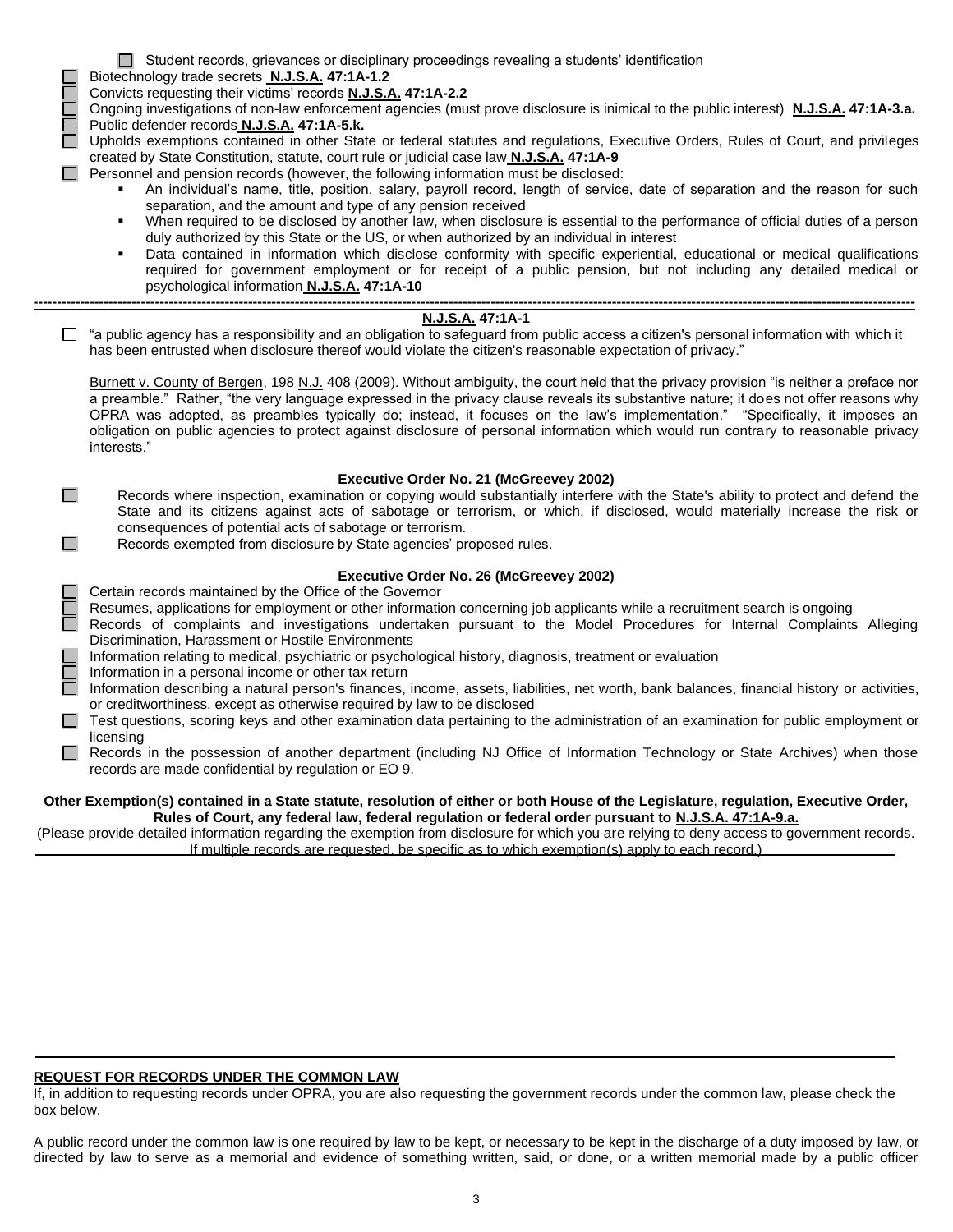- ☐ Student records, grievances or disciplinary proceedings revealing a students' identification
- ☐ Biotechnology trade secrets **N.J.S.A. 47:1A-1.2**
- ☐ Convicts requesting their victims' records **N.J.S.A. 47:1A-2.2**
- ☐ Ongoing investigations of non-law enforcement agencies (must prove disclosure is inimical to the public interest) **N.J.S.A. 47:1A-3.a.**
- ☐ Public defender records **N.J.S.A. 47:1A-5.k.**
- ☐ Upholds exemptions contained in other State or federal statutes and regulations, Executive Orders, Rules of Court, and privileges created by State Constitution, statute, court rule or judicial case law **N.J.S.A. 47:1A-9**
- ☐ Personnel and pension records (however, the following information must be disclosed:
  - An individual's name, title, position, salary, payroll record, length of service, date of separation and the reason for such separation, and the amount and type of any pension received
  - When required to be disclosed by another law, when disclosure is essential to the performance of official duties of a person duly authorized by this State or the US, or when authorized by an individual in interest
  - Data contained in information which disclose conformity with specific experiential, educational or medical qualifications required for government employment or for receipt of a public pension, but not including any detailed medical or psychological information **N.J.S.A. 47:1A-10**

---

**N.J.S.A. 47:1A-1**

☐ "a public agency has a responsibility and an obligation to safeguard from public access a citizen's personal information with which it has been entrusted when disclosure thereof would violate the citizen's reasonable expectation of privacy."

Burnett v. County of Bergen, 198 N.J. 408 (2009). Without ambiguity, the court held that the privacy provision "is neither a preface nor a preamble." Rather, "the very language expressed in the privacy clause reveals its substantive nature; it does not offer reasons why OPRA was adopted, as preambles typically do; instead, it focuses on the law's implementation." "Specifically, it imposes an obligation on public agencies to protect against disclosure of personal information which would run contrary to reasonable privacy interests."

**Executive Order No. 21 (McGreevey 2002)**

- ☐ Records where inspection, examination or copying would substantially interfere with the State's ability to protect and defend the State and its citizens against acts of sabotage or terrorism, or which, if disclosed, would materially increase the risk or consequences of potential acts of sabotage or terrorism.
- ☐ Records exempted from disclosure by State agencies' proposed rules.

**Executive Order No. 26 (McGreevey 2002)**

- ☐ Certain records maintained by the Office of the Governor
- ☐ Resumes, applications for employment or other information concerning job applicants while a recruitment search is ongoing
- ☐ Records of complaints and investigations undertaken pursuant to the Model Procedures for Internal Complaints Alleging Discrimination, Harassment or Hostile Environments
- ☐ Information relating to medical, psychiatric or psychological history, diagnosis, treatment or evaluation
- ☐ Information in a personal income or other tax return
- ☐ Information describing a natural person's finances, income, assets, liabilities, net worth, bank balances, financial history or activities, or creditworthiness, except as otherwise required by law to be disclosed
- ☐ Test questions, scoring keys and other examination data pertaining to the administration of an examination for public employment or licensing
- ☐ Records in the possession of another department (including NJ Office of Information Technology or State Archives) when those records are made confidential by regulation or EO 9.

**Other Exemption(s) contained in a State statute, resolution of either or both House of the Legislature, regulation, Executive Order, Rules of Court, any federal law, federal regulation or federal order pursuant to N.J.S.A. 47:1A-9.a.**

(Please provide detailed information regarding the exemption from disclosure for which you are relying to deny access to government records. If multiple records are requested, be specific as to which exemption(s) apply to each record.)

**REQUEST FOR RECORDS UNDER THE COMMON LAW**

If, in addition to requesting records under OPRA, you are also requesting the government records under the common law, please check the box below.

A public record under the common law is one required by law to be kept, or necessary to be kept in the discharge of a duty imposed by law, or directed by law to serve as a memorial and evidence of something written, said, or done, or a written memorial made by a public officer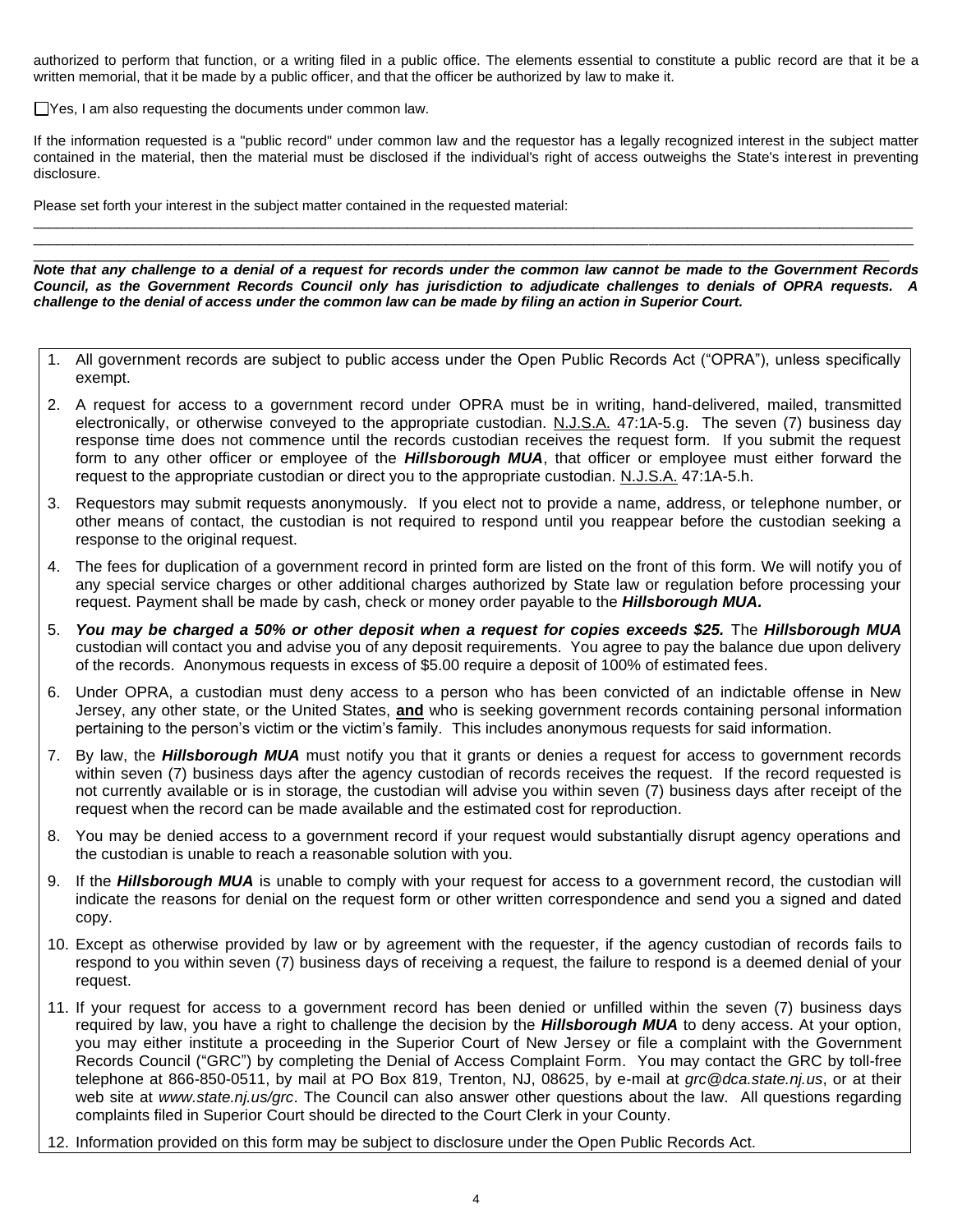authorized to perform that function, or a writing filed in a public office. The elements essential to constitute a public record are that it be a written memorial, that it be made by a public officer, and that the officer be authorized by law to make it.

☐ Yes, I am also requesting the documents under common law.

If the information requested is a "public record" under common law and the requestor has a legally recognized interest in the subject matter contained in the material, then the material must be disclosed if the individual's right of access outweighs the State's interest in preventing disclosure.

Please set forth your interest in the subject matter contained in the requested material:

\_\_\_\_\_\_\_\_\_\_\_\_\_\_\_\_\_\_\_\_\_\_\_\_\_\_\_\_\_\_\_\_\_\_\_\_\_\_\_\_\_\_\_\_\_\_\_\_\_\_\_\_\_\_\_\_\_\_\_\_\_\_\_\_\_\_\_\_\_\_\_\_\_\_\_\_\_\_\_\_

\_\_\_\_\_\_\_\_\_\_\_\_\_\_\_\_\_\_\_\_\_\_\_\_\_\_\_\_\_\_\_\_\_\_\_\_\_\_\_\_\_\_\_\_\_\_\_\_\_\_\_\_\_\_\_\_\_\_\_\_\_\_\_\_\_\_\_\_\_\_\_\_\_\_\_\_\_\_\_\_

\_\_\_\_\_\_\_\_\_\_\_\_\_\_\_\_\_\_\_\_\_\_\_\_\_\_\_\_\_\_\_\_\_\_\_\_\_\_\_\_\_\_\_\_\_\_\_\_\_\_\_\_\_\_\_\_\_\_\_\_\_\_\_\_\_\_\_\_\_\_\_\_\_\_\_\_\_\_\_\_

***Note that any challenge to a denial of a request for records under the common law cannot be made to the Government Records Council, as the Government Records Council only has jurisdiction to adjudicate challenges to denials of OPRA requests. A challenge to the denial of access under the common law can be made by filing an action in Superior Court.***

1. All government records are subject to public access under the Open Public Records Act ("OPRA"), unless specifically exempt.
2. A request for access to a government record under OPRA must be in writing, hand-delivered, mailed, transmitted electronically, or otherwise conveyed to the appropriate custodian. N.J.S.A. 47:1A-5.g. The seven (7) business day response time does not commence until the records custodian receives the request form. If you submit the request form to any other officer or employee of the ***Hillsborough MUA***, that officer or employee must either forward the request to the appropriate custodian or direct you to the appropriate custodian. N.J.S.A. 47:1A-5.h.
3. Requestors may submit requests anonymously. If you elect not to provide a name, address, or telephone number, or other means of contact, the custodian is not required to respond until you reappear before the custodian seeking a response to the original request.
4. The fees for duplication of a government record in printed form are listed on the front of this form. We will notify you of any special service charges or other additional charges authorized by State law or regulation before processing your request. Payment shall be made by cash, check or money order payable to the ***Hillsborough MUA.***
5. ***You may be charged a 50% or other deposit when a request for copies exceeds $25.*** The ***Hillsborough MUA*** custodian will contact you and advise you of any deposit requirements. You agree to pay the balance due upon delivery of the records. Anonymous requests in excess of $5.00 require a deposit of 100% of estimated fees.
6. Under OPRA, a custodian must deny access to a person who has been convicted of an indictable offense in New Jersey, any other state, or the United States, **and** who is seeking government records containing personal information pertaining to the person's victim or the victim's family. This includes anonymous requests for said information.
7. By law, the ***Hillsborough MUA*** must notify you that it grants or denies a request for access to government records within seven (7) business days after the agency custodian of records receives the request. If the record requested is not currently available or is in storage, the custodian will advise you within seven (7) business days after receipt of the request when the record can be made available and the estimated cost for reproduction.
8. You may be denied access to a government record if your request would substantially disrupt agency operations and the custodian is unable to reach a reasonable solution with you.
9. If the ***Hillsborough MUA*** is unable to comply with your request for access to a government record, the custodian will indicate the reasons for denial on the request form or other written correspondence and send you a signed and dated copy.
10. Except as otherwise provided by law or by agreement with the requester, if the agency custodian of records fails to respond to you within seven (7) business days of receiving a request, the failure to respond is a deemed denial of your request.
11. If your request for access to a government record has been denied or unfilled within the seven (7) business days required by law, you have a right to challenge the decision by the ***Hillsborough MUA*** to deny access. At your option, you may either institute a proceeding in the Superior Court of New Jersey or file a complaint with the Government Records Council ("GRC") by completing the Denial of Access Complaint Form. You may contact the GRC by toll-free telephone at 866-850-0511, by mail at PO Box 819, Trenton, NJ, 08625, by e-mail at *grc@dca.state.nj.us*, or at their web site at *www.state.nj.us/grc*. The Council can also answer other questions about the law. All questions regarding complaints filed in Superior Court should be directed to the Court Clerk in your County.
12. Information provided on this form may be subject to disclosure under the Open Public Records Act.